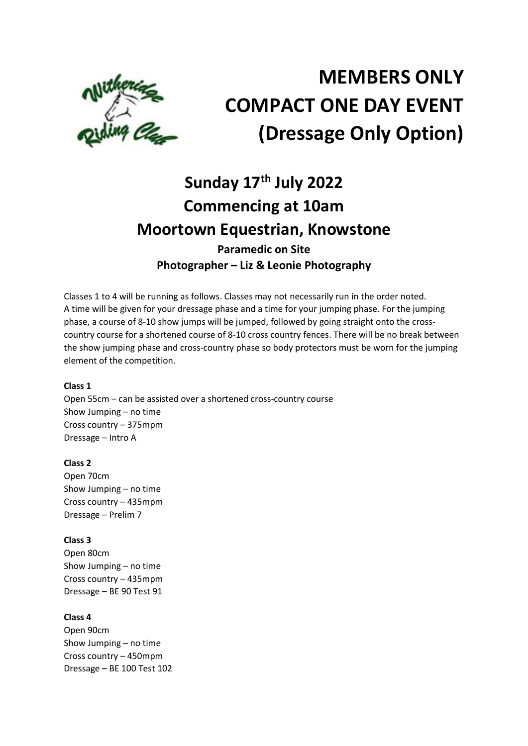# MEMBERS ONLY COMPACT ONE DAY EVENT (Dressage Only Option)

## Sunday 17th July 2022
## Commencing at 10am
## Moortown Equestrian, Knowstone

**Paramedic on Site**
**Photographer – Liz & Leonie Photography**

Classes 1 to 4 will be running as follows. Classes may not necessarily run in the order noted. A time will be given for your dressage phase and a time for your jumping phase. For the jumping phase, a course of 8-10 show jumps will be jumped, followed by going straight onto the cross-country course for a shortened course of 8-10 cross country fences. There will be no break between the show jumping phase and cross-country phase so body protectors must be worn for the jumping element of the competition.

**Class 1**
Open 55cm – can be assisted over a shortened cross-country course
Show Jumping – no time
Cross country – 375mpm
Dressage – Intro A

**Class 2**
Open 70cm
Show Jumping – no time
Cross country – 435mpm
Dressage – Prelim 7

**Class 3**
Open 80cm
Show Jumping – no time
Cross country – 435mpm
Dressage – BE 90 Test 91

**Class 4**
Open 90cm
Show Jumping – no time
Cross country – 450mpm
Dressage – BE 100 Test 102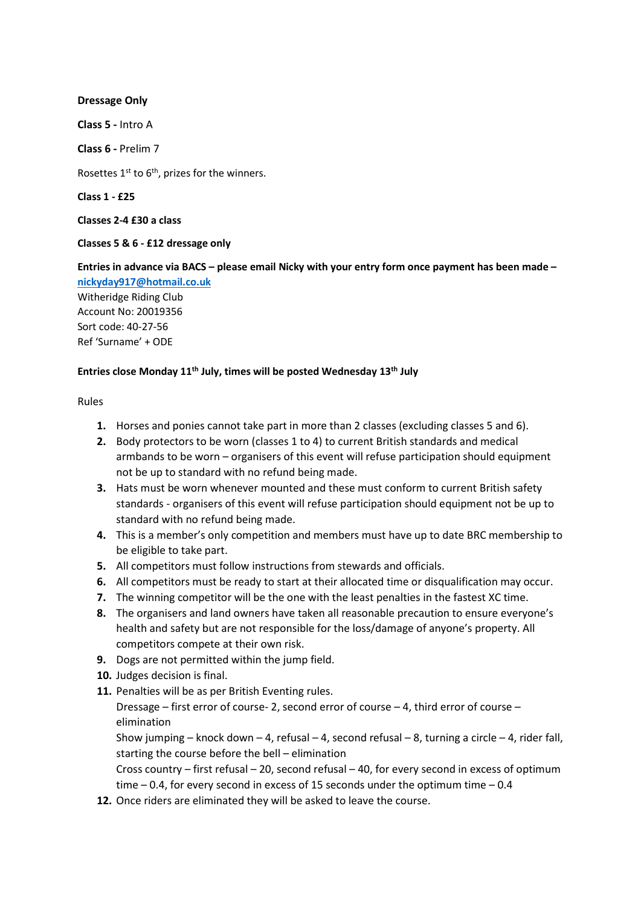**Dressage Only**

**Class 5 -** Intro A

**Class 6 -** Prelim 7

Rosettes 1st to 6th, prizes for the winners.

**Class 1 - £25**

**Classes 2-4 £30 a class**

**Classes 5 & 6 - £12 dressage only**

**Entries in advance via BACS – please email Nicky with your entry form once payment has been made – nickyday917@hotmail.co.uk**

Witheridge Riding Club
Account No: 20019356
Sort code: 40-27-56
Ref 'Surname' + ODE

**Entries close Monday 11th July, times will be posted Wednesday 13th July**

Rules

1. Horses and ponies cannot take part in more than 2 classes (excluding classes 5 and 6).
2. Body protectors to be worn (classes 1 to 4) to current British standards and medical armbands to be worn – organisers of this event will refuse participation should equipment not be up to standard with no refund being made.
3. Hats must be worn whenever mounted and these must conform to current British safety standards - organisers of this event will refuse participation should equipment not be up to standard with no refund being made.
4. This is a member's only competition and members must have up to date BRC membership to be eligible to take part.
5. All competitors must follow instructions from stewards and officials.
6. All competitors must be ready to start at their allocated time or disqualification may occur.
7. The winning competitor will be the one with the least penalties in the fastest XC time.
8. The organisers and land owners have taken all reasonable precaution to ensure everyone's health and safety but are not responsible for the loss/damage of anyone's property. All competitors compete at their own risk.
9. Dogs are not permitted within the jump field.
10. Judges decision is final.
11. Penalties will be as per British Eventing rules.
    Dressage – first error of course- 2, second error of course – 4, third error of course – elimination
    Show jumping – knock down – 4, refusal – 4, second refusal – 8, turning a circle – 4, rider fall, starting the course before the bell – elimination
    Cross country – first refusal – 20, second refusal – 40, for every second in excess of optimum time – 0.4, for every second in excess of 15 seconds under the optimum time – 0.4
12. Once riders are eliminated they will be asked to leave the course.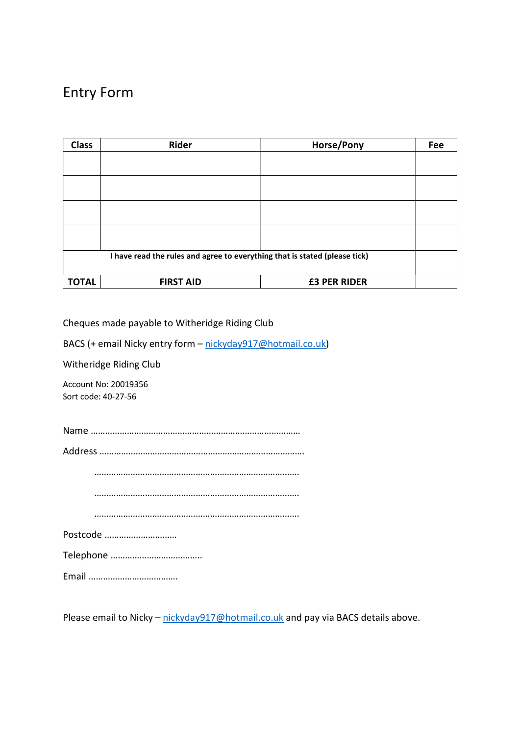# Entry Form

| Class | Rider | Horse/Pony | Fee |
|---|---|---|---|
| | | | |
| | | | |
| | | | |
| | | | |
| **I have read the rules and agree to everything that is stated (please tick)** | | | |
| **TOTAL** | **FIRST AID** | **£3 PER RIDER** | |

Cheques made payable to Witheridge Riding Club

BACS (+ email Nicky entry form – nickyday917@hotmail.co.uk)

Witheridge Riding Club

Account No: 20019356
Sort code: 40-27-56

Name …………………………………………………………………………

Address ……………………………………………………………………….

…………………………………………………………………………

…………………………………………………………………………

…………………………………………………………………………

Postcode ………………………..

Telephone ………………………………..

Email ……………………………….

Please email to Nicky – nickyday917@hotmail.co.uk and pay via BACS details above.